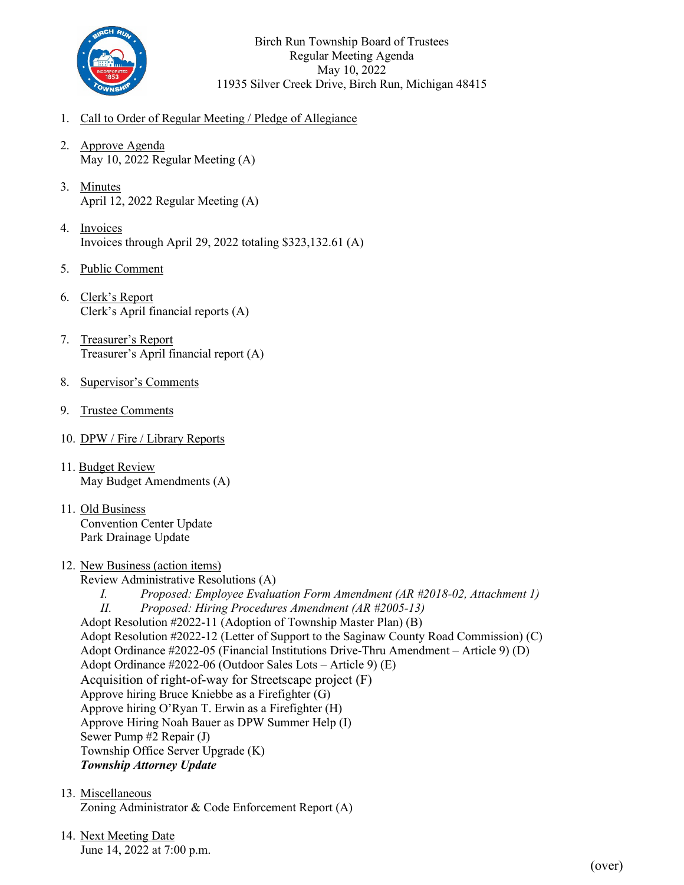Birch Run Township Board of Trustees
Regular Meeting Agenda
May 10, 2022
11935 Silver Creek Drive, Birch Run, Michigan 48415

1. Call to Order of Regular Meeting / Pledge of Allegiance

2. Approve Agenda
   May 10, 2022 Regular Meeting (A)

3. Minutes
   April 12, 2022 Regular Meeting (A)

4. Invoices
   Invoices through April 29, 2022 totaling $323,132.61 (A)

5. Public Comment

6. Clerk's Report
   Clerk's April financial reports (A)

7. Treasurer's Report
   Treasurer's April financial report (A)

8. Supervisor's Comments

9. Trustee Comments

10. DPW / Fire / Library Reports

11. Budget Review
    May Budget Amendments (A)

11. Old Business
    Convention Center Update
    Park Drainage Update

12. New Business (action items)
    Review Administrative Resolutions (A)
    - *I. Proposed: Employee Evaluation Form Amendment (AR #2018-02, Attachment 1)*
    - *II. Proposed: Hiring Procedures Amendment (AR #2005-13)*

    Adopt Resolution #2022-11 (Adoption of Township Master Plan) (B)
    Adopt Resolution #2022-12 (Letter of Support to the Saginaw County Road Commission) (C)
    Adopt Ordinance #2022-05 (Financial Institutions Drive-Thru Amendment – Article 9) (D)
    Adopt Ordinance #2022-06 (Outdoor Sales Lots – Article 9) (E)
    Acquisition of right-of-way for Streetscape project (F)
    Approve hiring Bruce Kniebbe as a Firefighter (G)
    Approve hiring O'Ryan T. Erwin as a Firefighter (H)
    Approve Hiring Noah Bauer as DPW Summer Help (I)
    Sewer Pump #2 Repair (J)
    Township Office Server Upgrade (K)
    ***Township Attorney Update***

13. Miscellaneous
    Zoning Administrator & Code Enforcement Report (A)

14. Next Meeting Date
    June 14, 2022 at 7:00 p.m.

(over)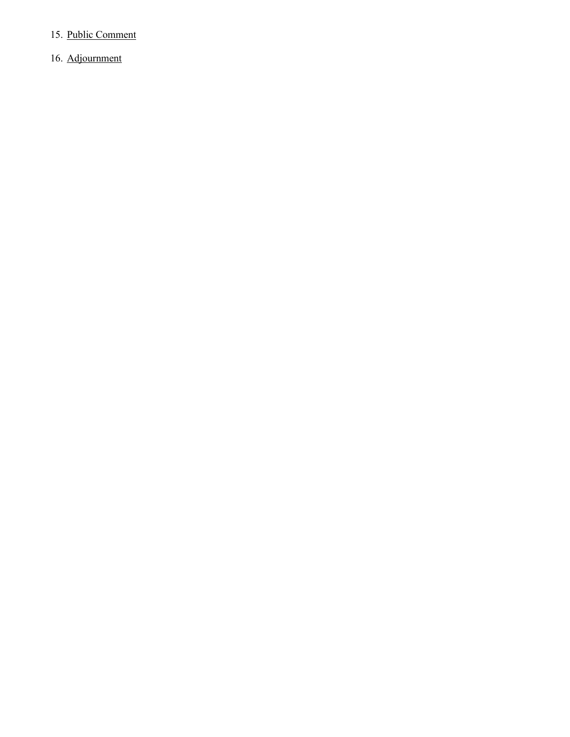15. Public Comment

16. Adjournment